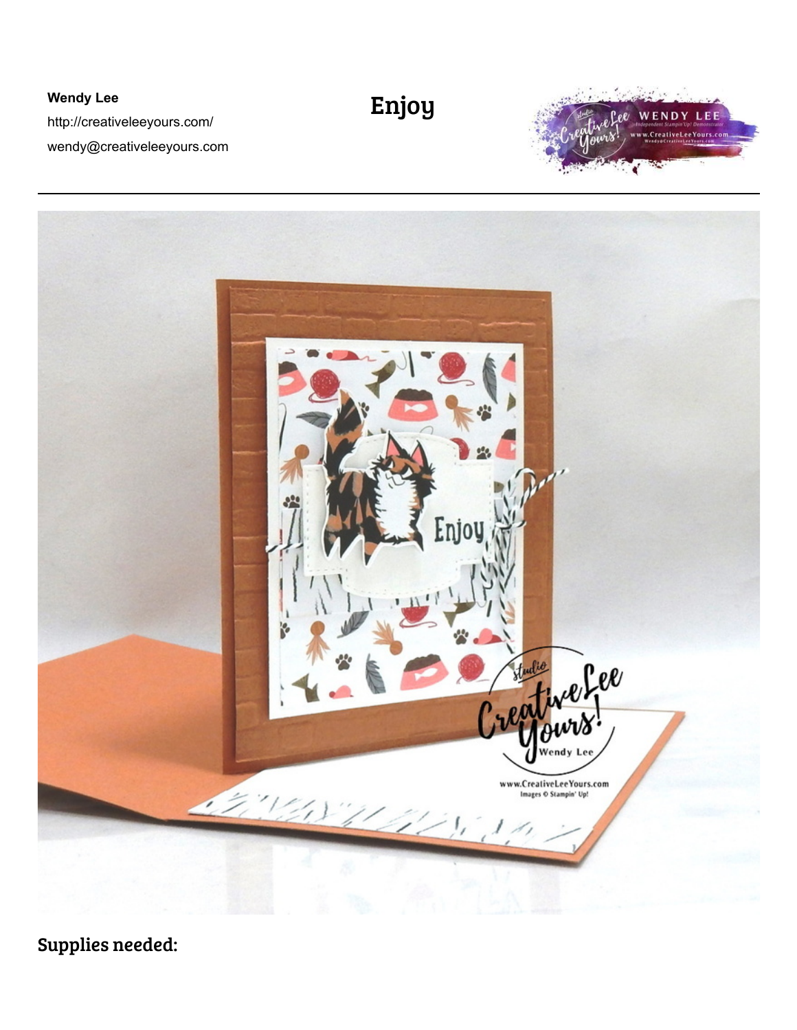**Wendy Lee**

http://creativeleeyours.com/

wendy@creativeleeyours.com

# Enjoy

## Supplies needed: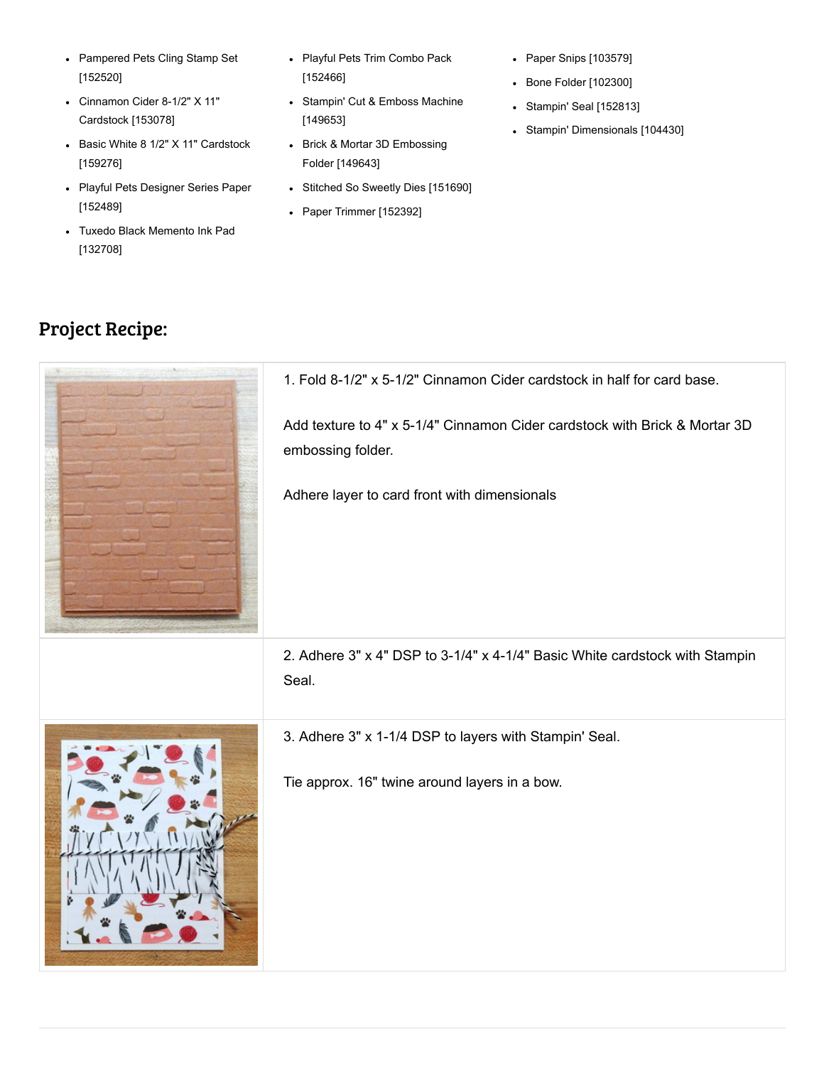- Pampered Pets Cling Stamp Set [152520]
- Cinnamon Cider 8-1/2" X 11" Cardstock [153078]
- Basic White 8 1/2" X 11" Cardstock [159276]
- Playful Pets Designer Series Paper [152489]
- Tuxedo Black Memento Ink Pad [132708]
- Playful Pets Trim Combo Pack [152466]
- Stampin' Cut & Emboss Machine [149653]
- Brick & Mortar 3D Embossing Folder [149643]
- Stitched So Sweetly Dies [151690]
- Paper Trimmer [152392]
- Paper Snips [103579]
- Bone Folder [102300]
- Stampin' Seal [152813]
- Stampin' Dimensionals [104430]

## Project Recipe:

1. Fold 8-1/2" x 5-1/2" Cinnamon Cider cardstock in half for card base.

   Add texture to 4" x 5-1/4" Cinnamon Cider cardstock with Brick & Mortar 3D embossing folder.

   Adhere layer to card front with dimensionals

2. Adhere 3" x 4" DSP to 3-1/4" x 4-1/4" Basic White cardstock with Stampin Seal.

3. Adhere 3" x 1-1/4 DSP to layers with Stampin' Seal.

   Tie approx. 16" twine around layers in a bow.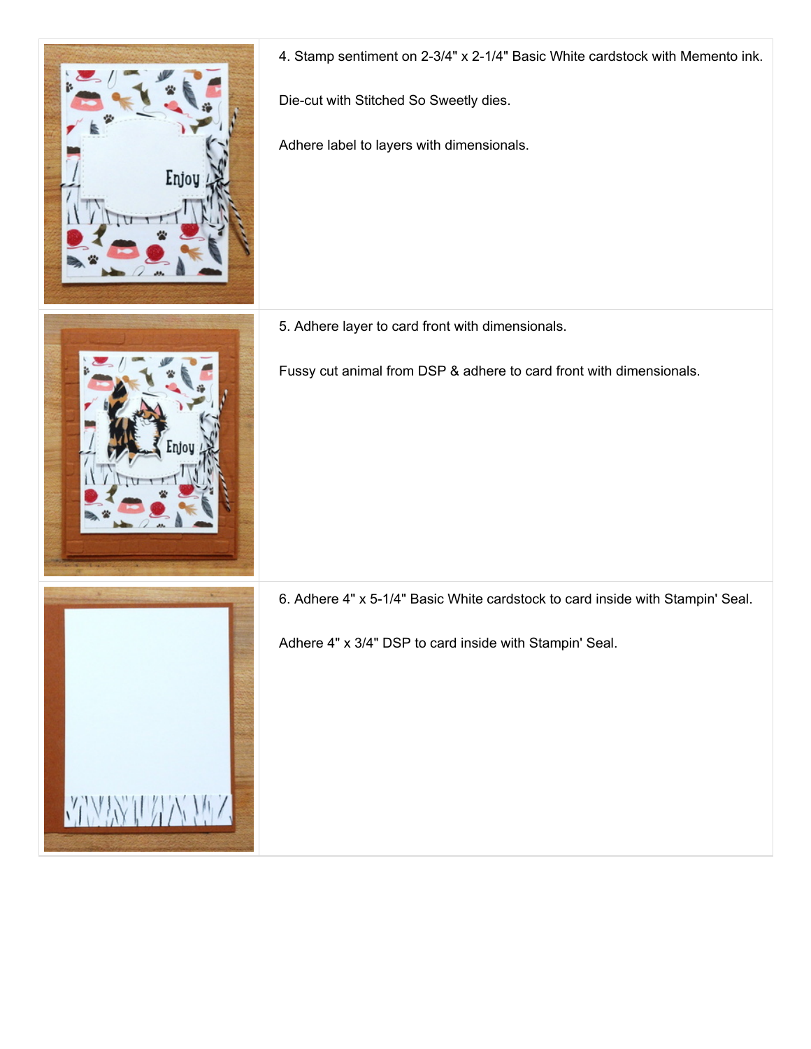4. Stamp sentiment on 2-3/4" x 2-1/4" Basic White cardstock with Memento ink.

Die-cut with Stitched So Sweetly dies.

Adhere label to layers with dimensionals.

5. Adhere layer to card front with dimensionals.

Fussy cut animal from DSP & adhere to card front with dimensionals.

6. Adhere 4" x 5-1/4" Basic White cardstock to card inside with Stampin' Seal.

Adhere 4" x 3/4" DSP to card inside with Stampin' Seal.